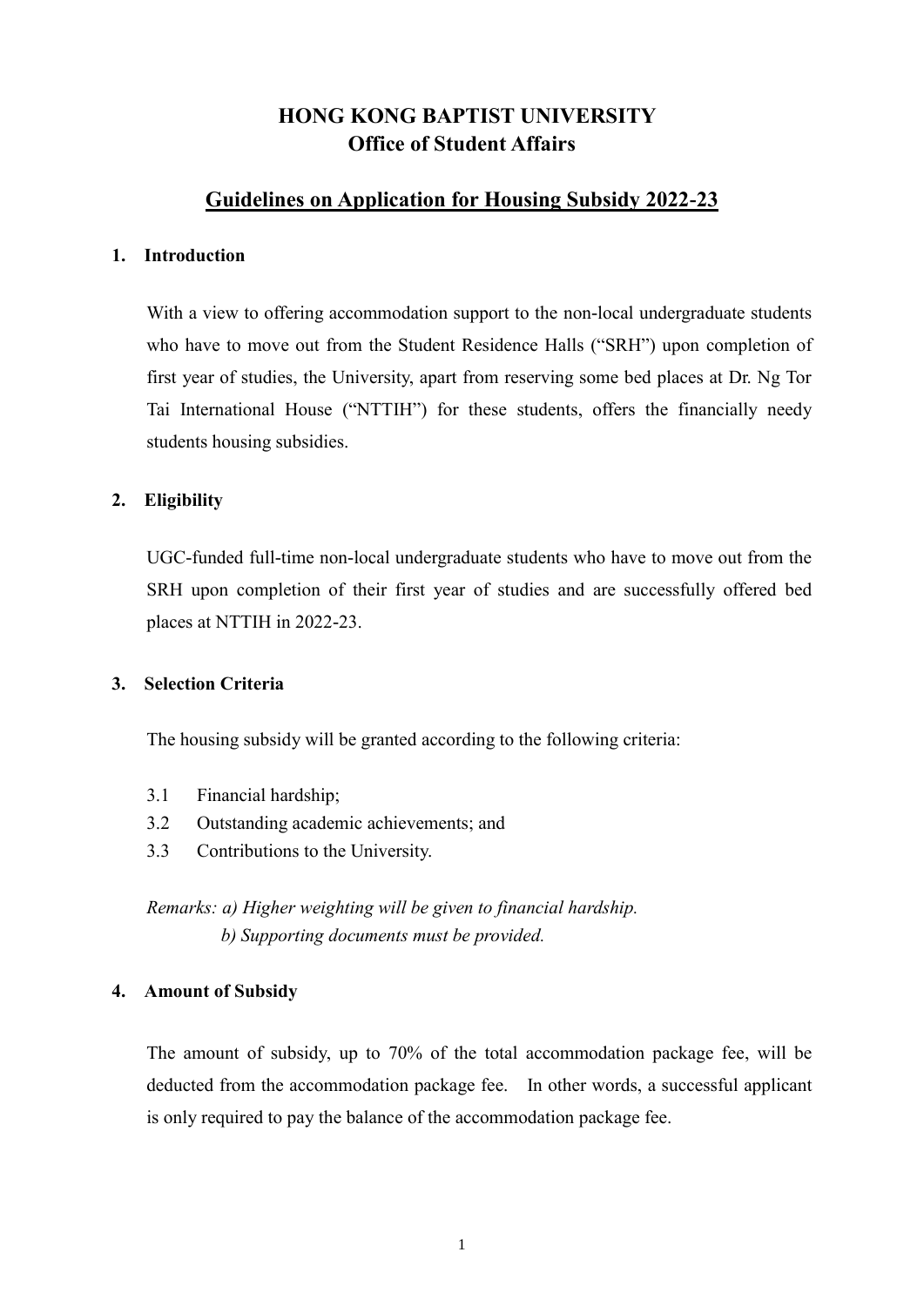# HONG KONG BAPTIST UNIVERSITY
## Office of Student Affairs

## Guidelines on Application for Housing Subsidy 2022-23

### 1. Introduction

With a view to offering accommodation support to the non-local undergraduate students who have to move out from the Student Residence Halls ("SRH") upon completion of first year of studies, the University, apart from reserving some bed places at Dr. Ng Tor Tai International House ("NTTIH") for these students, offers the financially needy students housing subsidies.

### 2. Eligibility

UGC-funded full-time non-local undergraduate students who have to move out from the SRH upon completion of their first year of studies and are successfully offered bed places at NTTIH in 2022-23.

### 3. Selection Criteria

The housing subsidy will be granted according to the following criteria:

3.1 Financial hardship;
3.2 Outstanding academic achievements; and
3.3 Contributions to the University.

*Remarks: a) Higher weighting will be given to financial hardship.*
*b) Supporting documents must be provided.*

### 4. Amount of Subsidy

The amount of subsidy, up to 70% of the total accommodation package fee, will be deducted from the accommodation package fee. In other words, a successful applicant is only required to pay the balance of the accommodation package fee.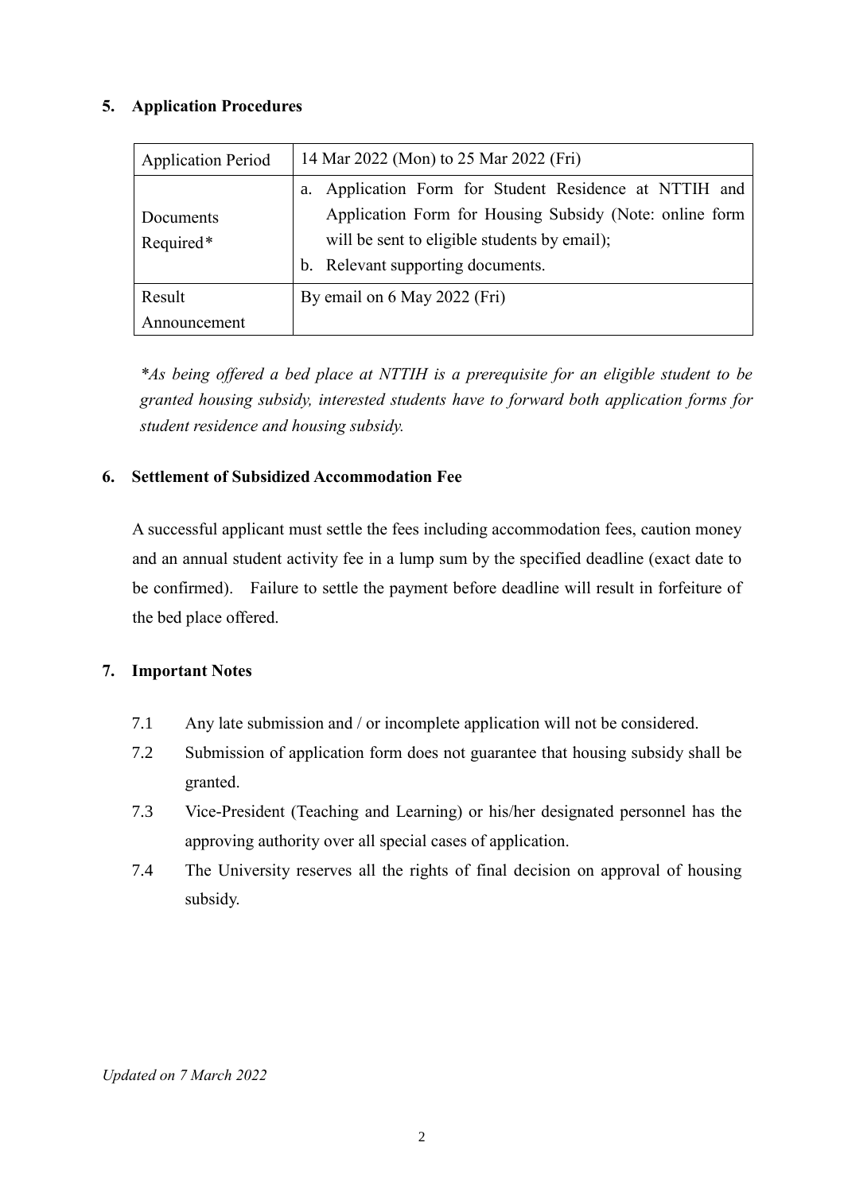## 5. Application Procedures

| | |
|---|---|
| Application Period | 14 Mar 2022 (Mon) to 25 Mar 2022 (Fri) |
| Documents Required* | a. Application Form for Student Residence at NTTIH and Application Form for Housing Subsidy (Note: online form will be sent to eligible students by email);<br>b. Relevant supporting documents. |
| Result Announcement | By email on 6 May 2022 (Fri) |

*\*As being offered a bed place at NTTIH is a prerequisite for an eligible student to be granted housing subsidy, interested students have to forward both application forms for student residence and housing subsidy.*

## 6. Settlement of Subsidized Accommodation Fee

A successful applicant must settle the fees including accommodation fees, caution money and an annual student activity fee in a lump sum by the specified deadline (exact date to be confirmed). Failure to settle the payment before deadline will result in forfeiture of the bed place offered.

## 7. Important Notes

7.1 Any late submission and / or incomplete application will not be considered.

7.2 Submission of application form does not guarantee that housing subsidy shall be granted.

7.3 Vice-President (Teaching and Learning) or his/her designated personnel has the approving authority over all special cases of application.

7.4 The University reserves all the rights of final decision on approval of housing subsidy.

*Updated on 7 March 2022*